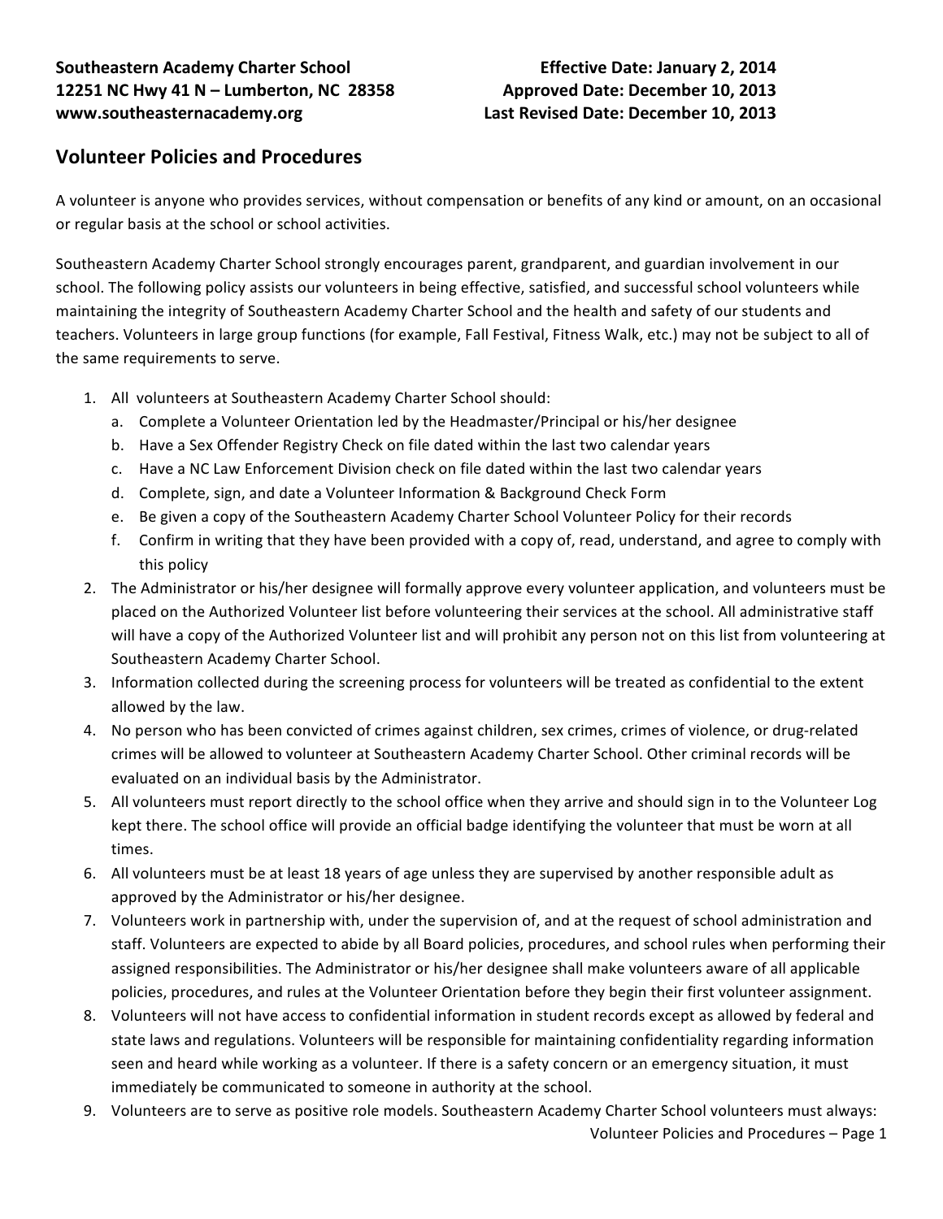**Southeastern Academy Charter School**
**12251 NC Hwy 41 N – Lumberton, NC 28358**
**www.southeasternacademy.org**

**Effective Date: January 2, 2014**
**Approved Date: December 10, 2013**
**Last Revised Date: December 10, 2013**

## Volunteer Policies and Procedures

A volunteer is anyone who provides services, without compensation or benefits of any kind or amount, on an occasional or regular basis at the school or school activities.

Southeastern Academy Charter School strongly encourages parent, grandparent, and guardian involvement in our school. The following policy assists our volunteers in being effective, satisfied, and successful school volunteers while maintaining the integrity of Southeastern Academy Charter School and the health and safety of our students and teachers. Volunteers in large group functions (for example, Fall Festival, Fitness Walk, etc.) may not be subject to all of the same requirements to serve.

1. All volunteers at Southeastern Academy Charter School should:
   a. Complete a Volunteer Orientation led by the Headmaster/Principal or his/her designee
   b. Have a Sex Offender Registry Check on file dated within the last two calendar years
   c. Have a NC Law Enforcement Division check on file dated within the last two calendar years
   d. Complete, sign, and date a Volunteer Information & Background Check Form
   e. Be given a copy of the Southeastern Academy Charter School Volunteer Policy for their records
   f. Confirm in writing that they have been provided with a copy of, read, understand, and agree to comply with this policy
2. The Administrator or his/her designee will formally approve every volunteer application, and volunteers must be placed on the Authorized Volunteer list before volunteering their services at the school. All administrative staff will have a copy of the Authorized Volunteer list and will prohibit any person not on this list from volunteering at Southeastern Academy Charter School.
3. Information collected during the screening process for volunteers will be treated as confidential to the extent allowed by the law.
4. No person who has been convicted of crimes against children, sex crimes, crimes of violence, or drug-related crimes will be allowed to volunteer at Southeastern Academy Charter School. Other criminal records will be evaluated on an individual basis by the Administrator.
5. All volunteers must report directly to the school office when they arrive and should sign in to the Volunteer Log kept there. The school office will provide an official badge identifying the volunteer that must be worn at all times.
6. All volunteers must be at least 18 years of age unless they are supervised by another responsible adult as approved by the Administrator or his/her designee.
7. Volunteers work in partnership with, under the supervision of, and at the request of school administration and staff. Volunteers are expected to abide by all Board policies, procedures, and school rules when performing their assigned responsibilities. The Administrator or his/her designee shall make volunteers aware of all applicable policies, procedures, and rules at the Volunteer Orientation before they begin their first volunteer assignment.
8. Volunteers will not have access to confidential information in student records except as allowed by federal and state laws and regulations. Volunteers will be responsible for maintaining confidentiality regarding information seen and heard while working as a volunteer. If there is a safety concern or an emergency situation, it must immediately be communicated to someone in authority at the school.
9. Volunteers are to serve as positive role models. Southeastern Academy Charter School volunteers must always: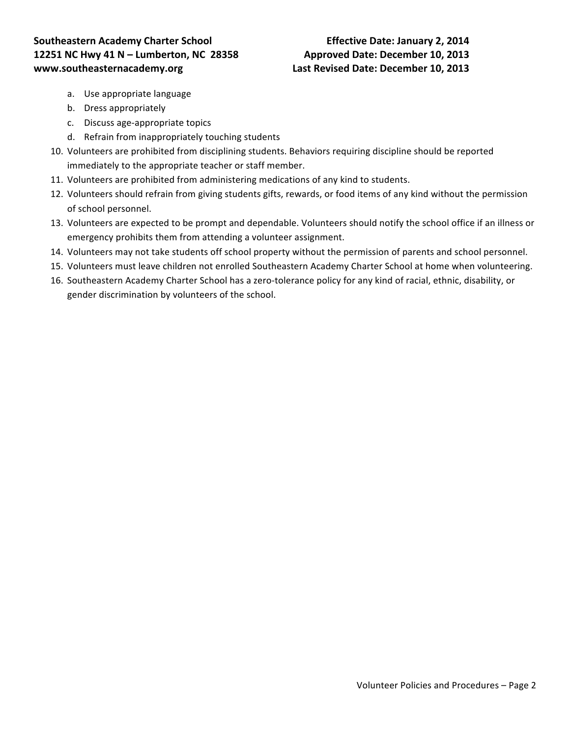a. Use appropriate language
b. Dress appropriately
c. Discuss age-appropriate topics
d. Refrain from inappropriately touching students

10. Volunteers are prohibited from disciplining students. Behaviors requiring discipline should be reported immediately to the appropriate teacher or staff member.
11. Volunteers are prohibited from administering medications of any kind to students.
12. Volunteers should refrain from giving students gifts, rewards, or food items of any kind without the permission of school personnel.
13. Volunteers are expected to be prompt and dependable. Volunteers should notify the school office if an illness or emergency prohibits them from attending a volunteer assignment.
14. Volunteers may not take students off school property without the permission of parents and school personnel.
15. Volunteers must leave children not enrolled Southeastern Academy Charter School at home when volunteering.
16. Southeastern Academy Charter School has a zero-tolerance policy for any kind of racial, ethnic, disability, or gender discrimination by volunteers of the school.